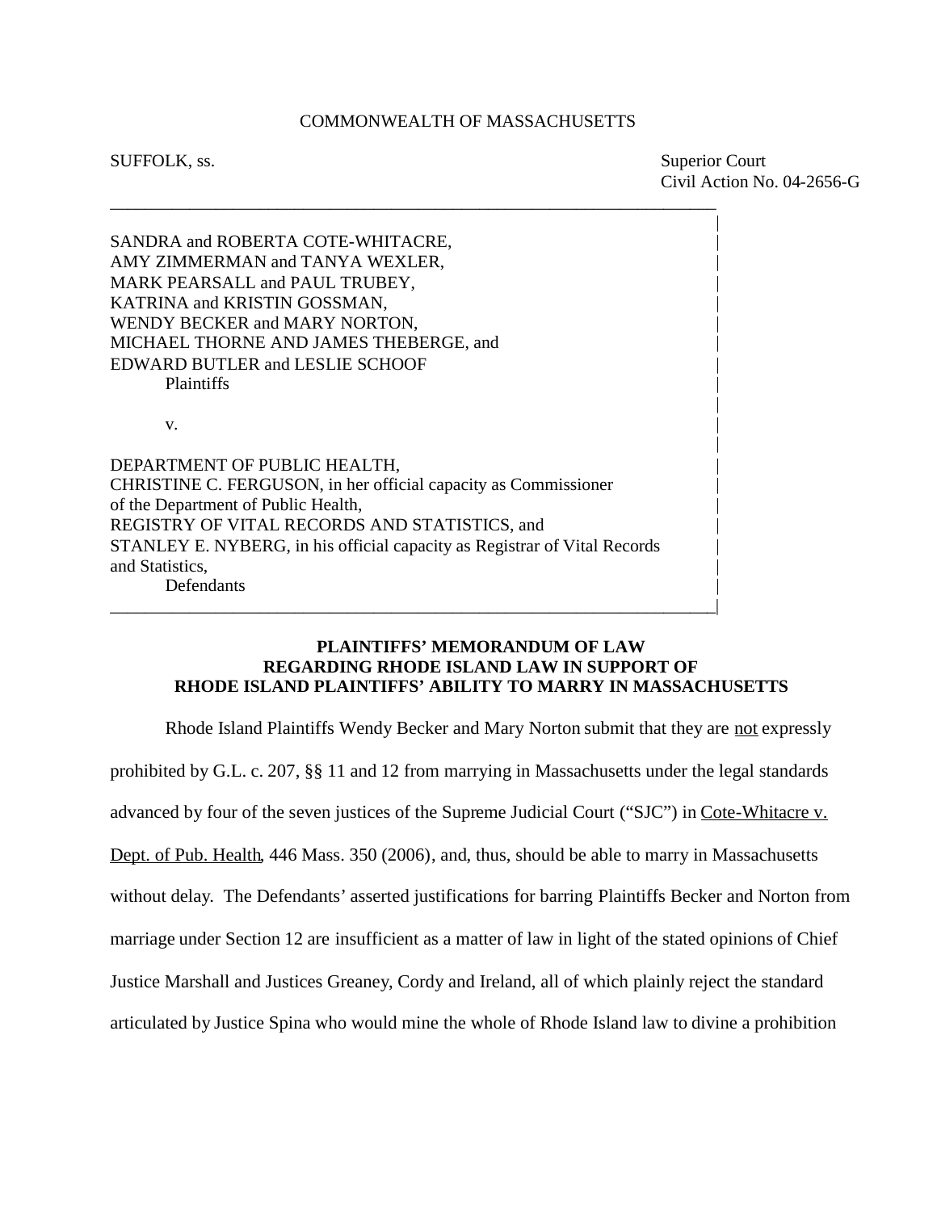COMMONWEALTH OF MASSACHUSETTS

SUFFOLK, ss.

Superior Court
Civil Action No. 04-2656-G

SANDRA and ROBERTA COTE-WHITACRE,
AMY ZIMMERMAN and TANYA WEXLER,
MARK PEARSALL and PAUL TRUBEY,
KATRINA and KRISTIN GOSSMAN,
WENDY BECKER and MARY NORTON,
MICHAEL THORNE AND JAMES THEBERGE, and
EDWARD BUTLER and LESLIE SCHOOF
Plaintiffs

v.

DEPARTMENT OF PUBLIC HEALTH,
CHRISTINE C. FERGUSON, in her official capacity as Commissioner of the Department of Public Health,
REGISTRY OF VITAL RECORDS AND STATISTICS, and
STANLEY E. NYBERG, in his official capacity as Registrar of Vital Records and Statistics,
Defendants

**PLAINTIFFS' MEMORANDUM OF LAW**
**REGARDING RHODE ISLAND LAW IN SUPPORT OF**
**RHODE ISLAND PLAINTIFFS' ABILITY TO MARRY IN MASSACHUSETTS**

Rhode Island Plaintiffs Wendy Becker and Mary Norton submit that they are not expressly prohibited by G.L. c. 207, §§ 11 and 12 from marrying in Massachusetts under the legal standards advanced by four of the seven justices of the Supreme Judicial Court ("SJC") in Cote-Whitacre v. Dept. of Pub. Health, 446 Mass. 350 (2006), and, thus, should be able to marry in Massachusetts without delay. The Defendants' asserted justifications for barring Plaintiffs Becker and Norton from marriage under Section 12 are insufficient as a matter of law in light of the stated opinions of Chief Justice Marshall and Justices Greaney, Cordy and Ireland, all of which plainly reject the standard articulated by Justice Spina who would mine the whole of Rhode Island law to divine a prohibition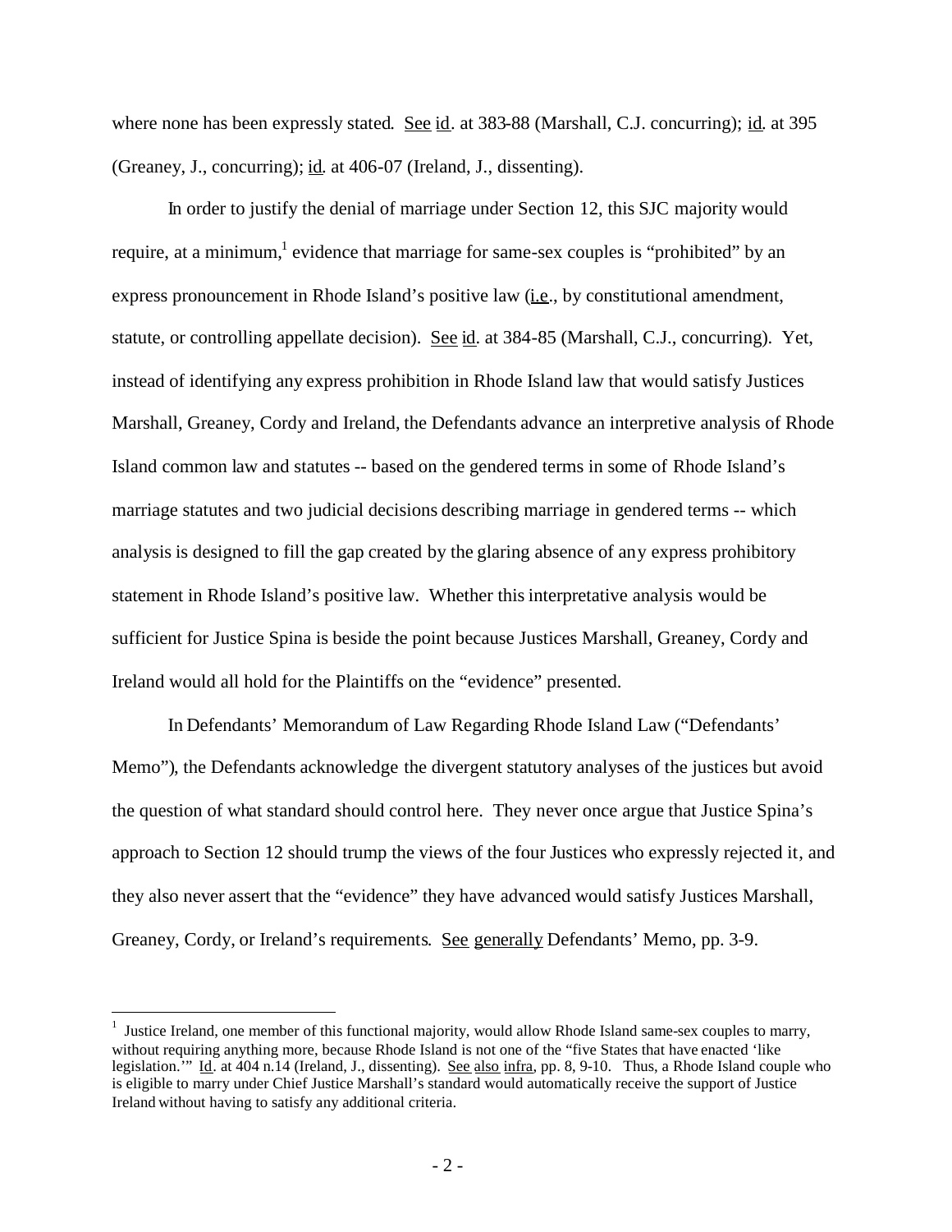where none has been expressly stated. See id. at 383-88 (Marshall, C.J. concurring); id. at 395 (Greaney, J., concurring); id. at 406-07 (Ireland, J., dissenting).

In order to justify the denial of marriage under Section 12, this SJC majority would require, at a minimum,[1] evidence that marriage for same-sex couples is "prohibited" by an express pronouncement in Rhode Island's positive law (i.e., by constitutional amendment, statute, or controlling appellate decision). See id. at 384-85 (Marshall, C.J., concurring). Yet, instead of identifying any express prohibition in Rhode Island law that would satisfy Justices Marshall, Greaney, Cordy and Ireland, the Defendants advance an interpretive analysis of Rhode Island common law and statutes -- based on the gendered terms in some of Rhode Island's marriage statutes and two judicial decisions describing marriage in gendered terms -- which analysis is designed to fill the gap created by the glaring absence of any express prohibitory statement in Rhode Island's positive law. Whether this interpretative analysis would be sufficient for Justice Spina is beside the point because Justices Marshall, Greaney, Cordy and Ireland would all hold for the Plaintiffs on the "evidence" presented.

In Defendants' Memorandum of Law Regarding Rhode Island Law ("Defendants' Memo"), the Defendants acknowledge the divergent statutory analyses of the justices but avoid the question of what standard should control here. They never once argue that Justice Spina's approach to Section 12 should trump the views of the four Justices who expressly rejected it, and they also never assert that the "evidence" they have advanced would satisfy Justices Marshall, Greaney, Cordy, or Ireland's requirements. See generally Defendants' Memo, pp. 3-9.

---

[1] Justice Ireland, one member of this functional majority, would allow Rhode Island same-sex couples to marry, without requiring anything more, because Rhode Island is not one of the "five States that have enacted 'like legislation.'" Id. at 404 n.14 (Ireland, J., dissenting). See also infra, pp. 8, 9-10. Thus, a Rhode Island couple who is eligible to marry under Chief Justice Marshall's standard would automatically receive the support of Justice Ireland without having to satisfy any additional criteria.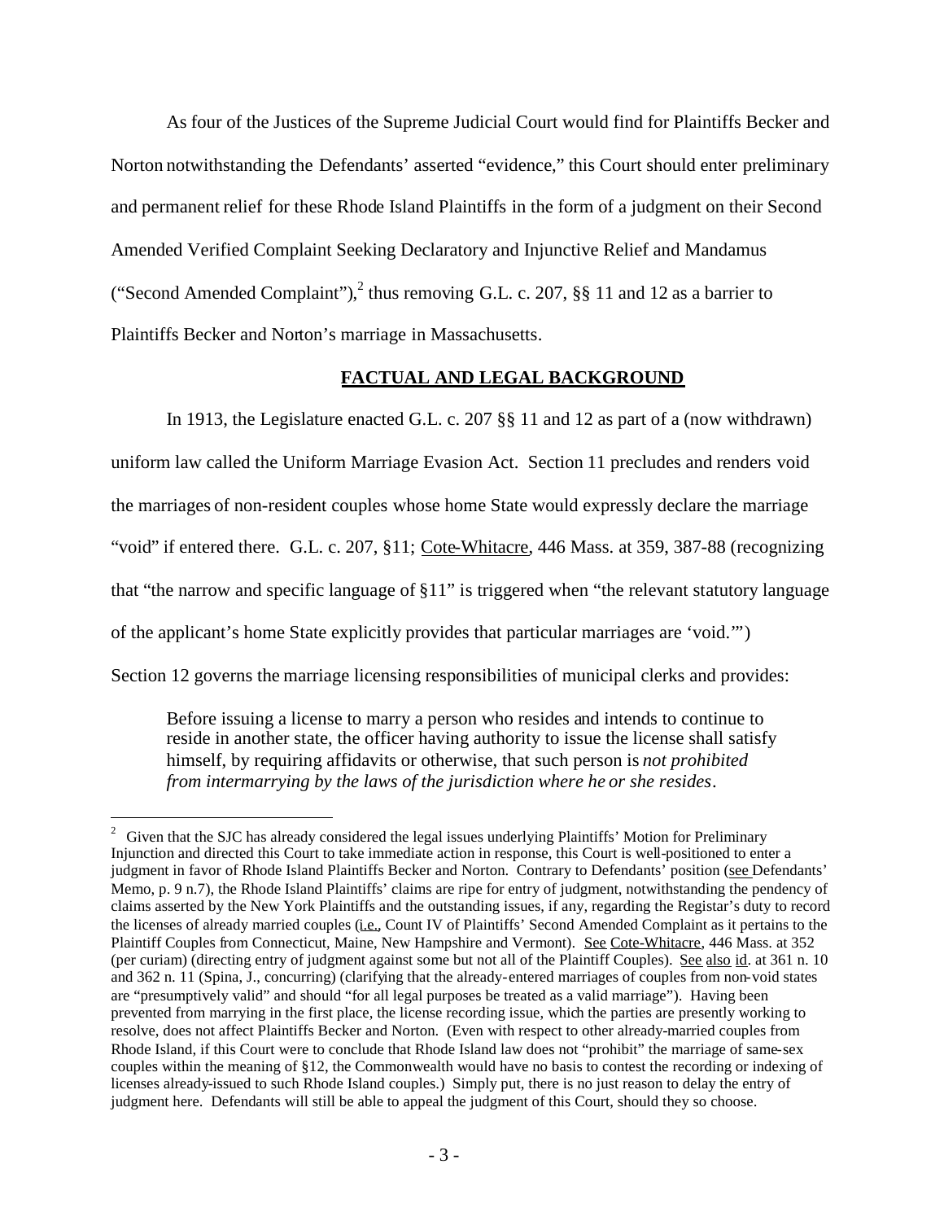As four of the Justices of the Supreme Judicial Court would find for Plaintiffs Becker and Norton notwithstanding the Defendants' asserted "evidence," this Court should enter preliminary and permanent relief for these Rhode Island Plaintiffs in the form of a judgment on their Second Amended Verified Complaint Seeking Declaratory and Injunctive Relief and Mandamus ("Second Amended Complaint"),[2] thus removing G.L. c. 207, §§ 11 and 12 as a barrier to Plaintiffs Becker and Norton's marriage in Massachusetts.

## FACTUAL AND LEGAL BACKGROUND

In 1913, the Legislature enacted G.L. c. 207 §§ 11 and 12 as part of a (now withdrawn) uniform law called the Uniform Marriage Evasion Act. Section 11 precludes and renders void the marriages of non-resident couples whose home State would expressly declare the marriage "void" if entered there. G.L. c. 207, §11; Cote-Whitacre, 446 Mass. at 359, 387-88 (recognizing that "the narrow and specific language of §11" is triggered when "the relevant statutory language of the applicant's home State explicitly provides that particular marriages are 'void.'") Section 12 governs the marriage licensing responsibilities of municipal clerks and provides:

> Before issuing a license to marry a person who resides and intends to continue to reside in another state, the officer having authority to issue the license shall satisfy himself, by requiring affidavits or otherwise, that such person is *not prohibited from intermarrying by the laws of the jurisdiction where he or she resides*.

---

[2] Given that the SJC has already considered the legal issues underlying Plaintiffs' Motion for Preliminary Injunction and directed this Court to take immediate action in response, this Court is well-positioned to enter a judgment in favor of Rhode Island Plaintiffs Becker and Norton. Contrary to Defendants' position (see Defendants' Memo, p. 9 n.7), the Rhode Island Plaintiffs' claims are ripe for entry of judgment, notwithstanding the pendency of claims asserted by the New York Plaintiffs and the outstanding issues, if any, regarding the Registar's duty to record the licenses of already married couples (i.e., Count IV of Plaintiffs' Second Amended Complaint as it pertains to the Plaintiff Couples from Connecticut, Maine, New Hampshire and Vermont). See Cote-Whitacre, 446 Mass. at 352 (per curiam) (directing entry of judgment against some but not all of the Plaintiff Couples). See also id. at 361 n. 10 and 362 n. 11 (Spina, J., concurring) (clarifying that the already-entered marriages of couples from non-void states are "presumptively valid" and should "for all legal purposes be treated as a valid marriage"). Having been prevented from marrying in the first place, the license recording issue, which the parties are presently working to resolve, does not affect Plaintiffs Becker and Norton. (Even with respect to other already-married couples from Rhode Island, if this Court were to conclude that Rhode Island law does not "prohibit" the marriage of same-sex couples within the meaning of §12, the Commonwealth would have no basis to contest the recording or indexing of licenses already-issued to such Rhode Island couples.) Simply put, there is no just reason to delay the entry of judgment here. Defendants will still be able to appeal the judgment of this Court, should they so choose.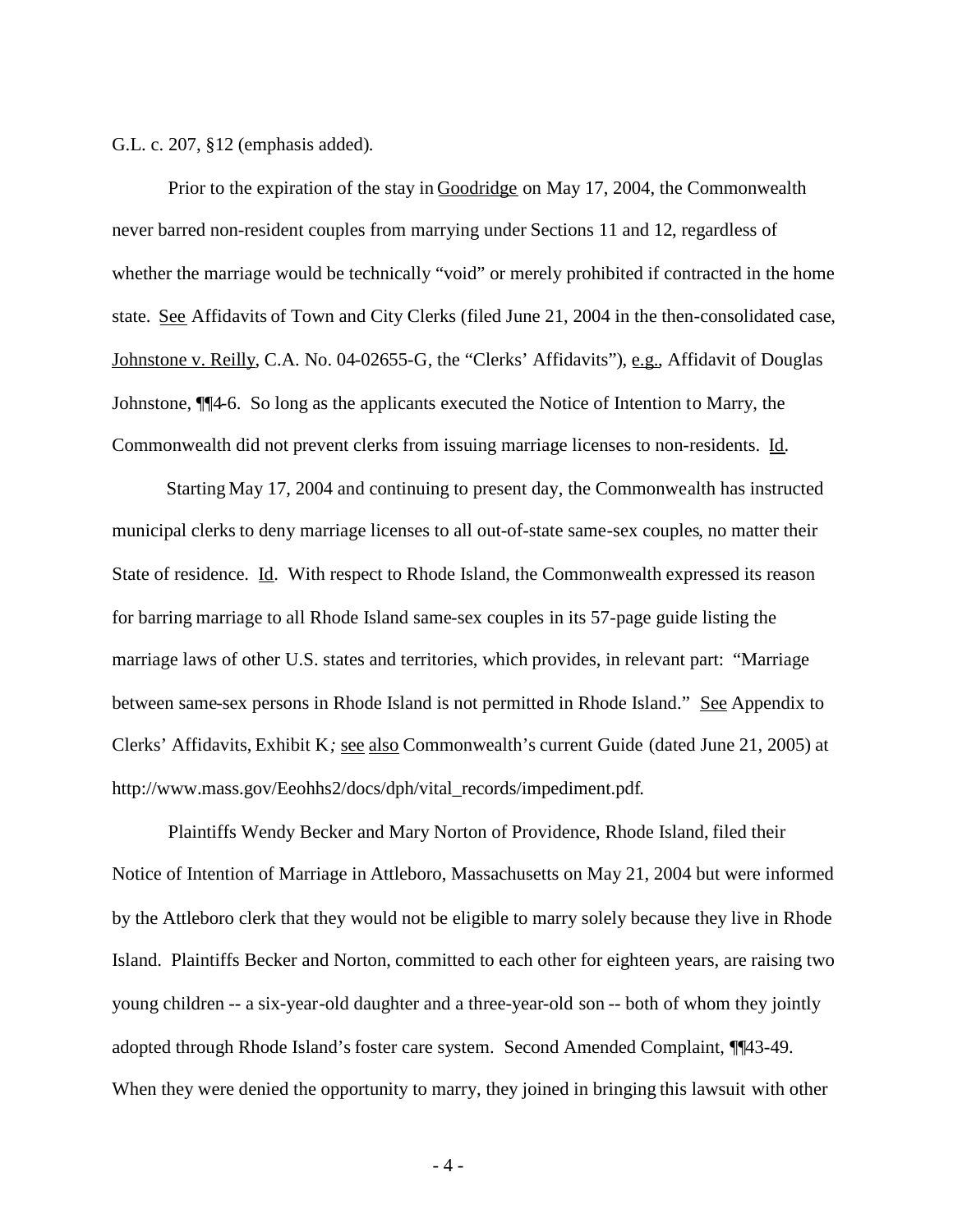G.L. c. 207, §12 (emphasis added).

Prior to the expiration of the stay in Goodridge on May 17, 2004, the Commonwealth never barred non-resident couples from marrying under Sections 11 and 12, regardless of whether the marriage would be technically "void" or merely prohibited if contracted in the home state. See Affidavits of Town and City Clerks (filed June 21, 2004 in the then-consolidated case, Johnstone v. Reilly, C.A. No. 04-02655-G, the "Clerks' Affidavits"), e.g., Affidavit of Douglas Johnstone, ¶¶4-6. So long as the applicants executed the Notice of Intention to Marry, the Commonwealth did not prevent clerks from issuing marriage licenses to non-residents. Id.

Starting May 17, 2004 and continuing to present day, the Commonwealth has instructed municipal clerks to deny marriage licenses to all out-of-state same-sex couples, no matter their State of residence. Id. With respect to Rhode Island, the Commonwealth expressed its reason for barring marriage to all Rhode Island same-sex couples in its 57-page guide listing the marriage laws of other U.S. states and territories, which provides, in relevant part: "Marriage between same-sex persons in Rhode Island is not permitted in Rhode Island." See Appendix to Clerks' Affidavits, Exhibit K*;* see also Commonwealth's current Guide (dated June 21, 2005) at http://www.mass.gov/Eeohhs2/docs/dph/vital_records/impediment.pdf.

Plaintiffs Wendy Becker and Mary Norton of Providence, Rhode Island, filed their Notice of Intention of Marriage in Attleboro, Massachusetts on May 21, 2004 but were informed by the Attleboro clerk that they would not be eligible to marry solely because they live in Rhode Island. Plaintiffs Becker and Norton, committed to each other for eighteen years, are raising two young children -- a six-year-old daughter and a three-year-old son -- both of whom they jointly adopted through Rhode Island's foster care system. Second Amended Complaint, ¶¶43-49. When they were denied the opportunity to marry, they joined in bringing this lawsuit with other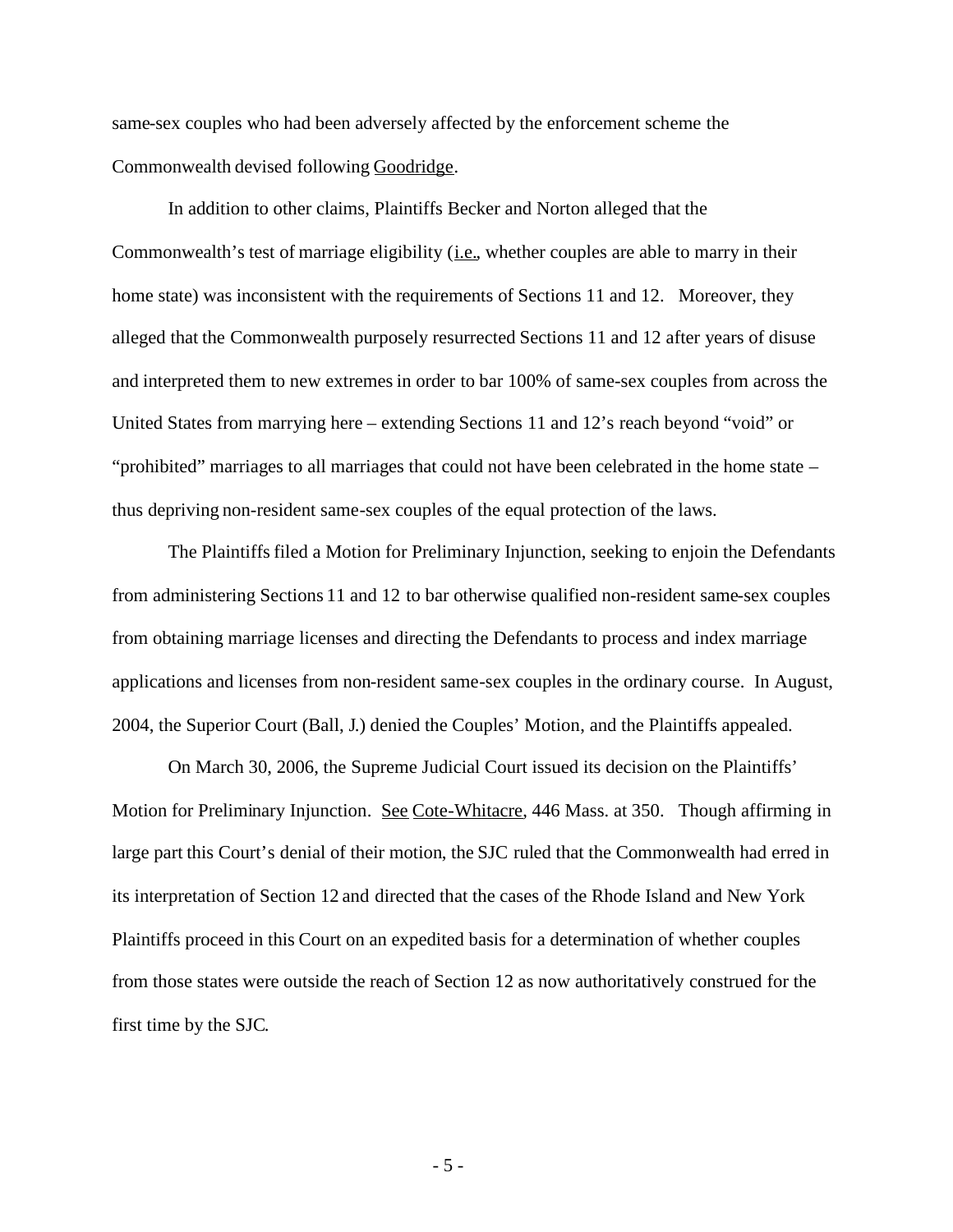same-sex couples who had been adversely affected by the enforcement scheme the Commonwealth devised following Goodridge.

In addition to other claims, Plaintiffs Becker and Norton alleged that the Commonwealth's test of marriage eligibility (i.e., whether couples are able to marry in their home state) was inconsistent with the requirements of Sections 11 and 12. Moreover, they alleged that the Commonwealth purposely resurrected Sections 11 and 12 after years of disuse and interpreted them to new extremes in order to bar 100% of same-sex couples from across the United States from marrying here – extending Sections 11 and 12's reach beyond "void" or "prohibited" marriages to all marriages that could not have been celebrated in the home state – thus depriving non-resident same-sex couples of the equal protection of the laws.

The Plaintiffs filed a Motion for Preliminary Injunction, seeking to enjoin the Defendants from administering Sections 11 and 12 to bar otherwise qualified non-resident same-sex couples from obtaining marriage licenses and directing the Defendants to process and index marriage applications and licenses from non-resident same-sex couples in the ordinary course. In August, 2004, the Superior Court (Ball, J.) denied the Couples' Motion, and the Plaintiffs appealed.

On March 30, 2006, the Supreme Judicial Court issued its decision on the Plaintiffs' Motion for Preliminary Injunction. See Cote-Whitacre, 446 Mass. at 350. Though affirming in large part this Court's denial of their motion, the SJC ruled that the Commonwealth had erred in its interpretation of Section 12 and directed that the cases of the Rhode Island and New York Plaintiffs proceed in this Court on an expedited basis for a determination of whether couples from those states were outside the reach of Section 12 as now authoritatively construed for the first time by the SJC.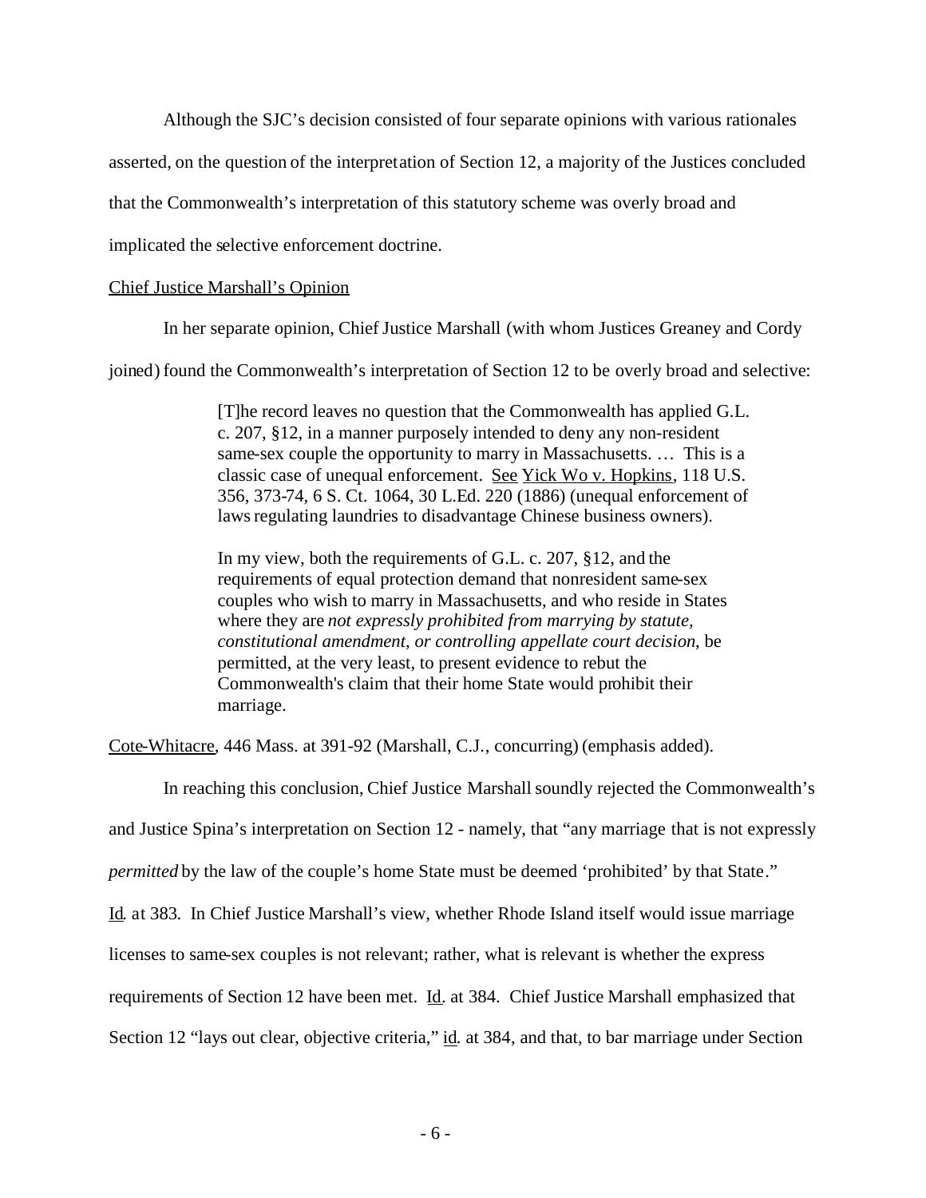Although the SJC's decision consisted of four separate opinions with various rationales asserted, on the question of the interpretation of Section 12, a majority of the Justices concluded that the Commonwealth's interpretation of this statutory scheme was overly broad and implicated the selective enforcement doctrine.

Chief Justice Marshall's Opinion

In her separate opinion, Chief Justice Marshall (with whom Justices Greaney and Cordy joined) found the Commonwealth's interpretation of Section 12 to be overly broad and selective:

> [T]he record leaves no question that the Commonwealth has applied G.L. c. 207, §12, in a manner purposely intended to deny any non-resident same-sex couple the opportunity to marry in Massachusetts. … This is a classic case of unequal enforcement. See Yick Wo v. Hopkins, 118 U.S. 356, 373-74, 6 S. Ct. 1064, 30 L.Ed. 220 (1886) (unequal enforcement of laws regulating laundries to disadvantage Chinese business owners).
>
> In my view, both the requirements of G.L. c. 207, §12, and the requirements of equal protection demand that nonresident same-sex couples who wish to marry in Massachusetts, and who reside in States where they are *not expressly prohibited from marrying by statute, constitutional amendment, or controlling appellate court decision*, be permitted, at the very least, to present evidence to rebut the Commonwealth's claim that their home State would prohibit their marriage.

Cote-Whitacre, 446 Mass. at 391-92 (Marshall, C.J., concurring) (emphasis added).

In reaching this conclusion, Chief Justice Marshall soundly rejected the Commonwealth's and Justice Spina's interpretation on Section 12 - namely, that "any marriage that is not expressly *permitted* by the law of the couple's home State must be deemed 'prohibited' by that State." Id. at 383. In Chief Justice Marshall's view, whether Rhode Island itself would issue marriage licenses to same-sex couples is not relevant; rather, what is relevant is whether the express requirements of Section 12 have been met. Id. at 384. Chief Justice Marshall emphasized that Section 12 "lays out clear, objective criteria," id. at 384, and that, to bar marriage under Section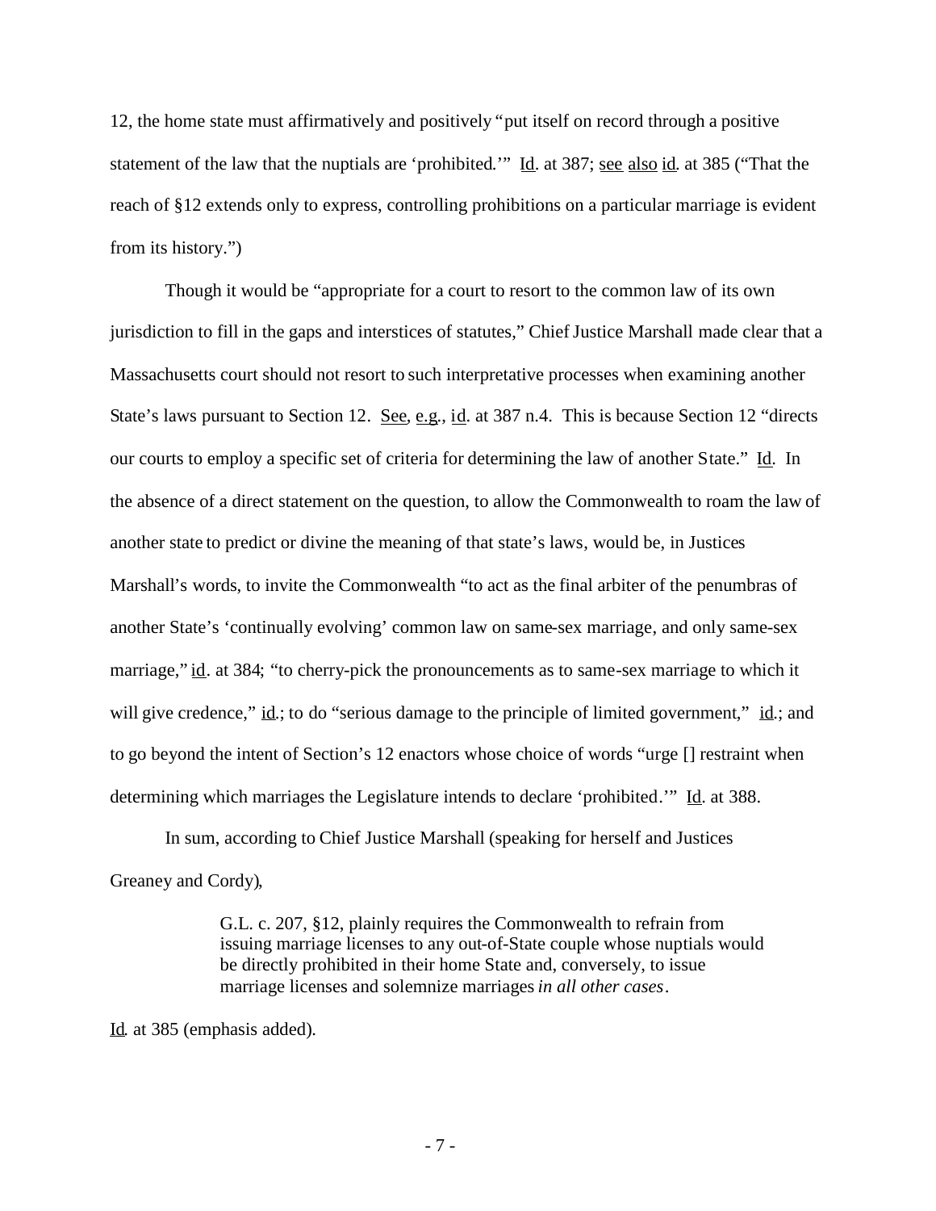12, the home state must affirmatively and positively "put itself on record through a positive statement of the law that the nuptials are 'prohibited.'" Id. at 387; see also id. at 385 ("That the reach of §12 extends only to express, controlling prohibitions on a particular marriage is evident from its history.")

Though it would be "appropriate for a court to resort to the common law of its own jurisdiction to fill in the gaps and interstices of statutes," Chief Justice Marshall made clear that a Massachusetts court should not resort to such interpretative processes when examining another State's laws pursuant to Section 12. See, e.g., id. at 387 n.4. This is because Section 12 "directs our courts to employ a specific set of criteria for determining the law of another State." Id. In the absence of a direct statement on the question, to allow the Commonwealth to roam the law of another state to predict or divine the meaning of that state's laws, would be, in Justices Marshall's words, to invite the Commonwealth "to act as the final arbiter of the penumbras of another State's 'continually evolving' common law on same-sex marriage, and only same-sex marriage," id. at 384; "to cherry-pick the pronouncements as to same-sex marriage to which it will give credence," id.; to do "serious damage to the principle of limited government," id.; and to go beyond the intent of Section's 12 enactors whose choice of words "urge [] restraint when determining which marriages the Legislature intends to declare 'prohibited.'" Id. at 388.

In sum, according to Chief Justice Marshall (speaking for herself and Justices Greaney and Cordy),

> G.L. c. 207, §12, plainly requires the Commonwealth to refrain from issuing marriage licenses to any out-of-State couple whose nuptials would be directly prohibited in their home State and, conversely, to issue marriage licenses and solemnize marriages *in all other cases*.

Id. at 385 (emphasis added).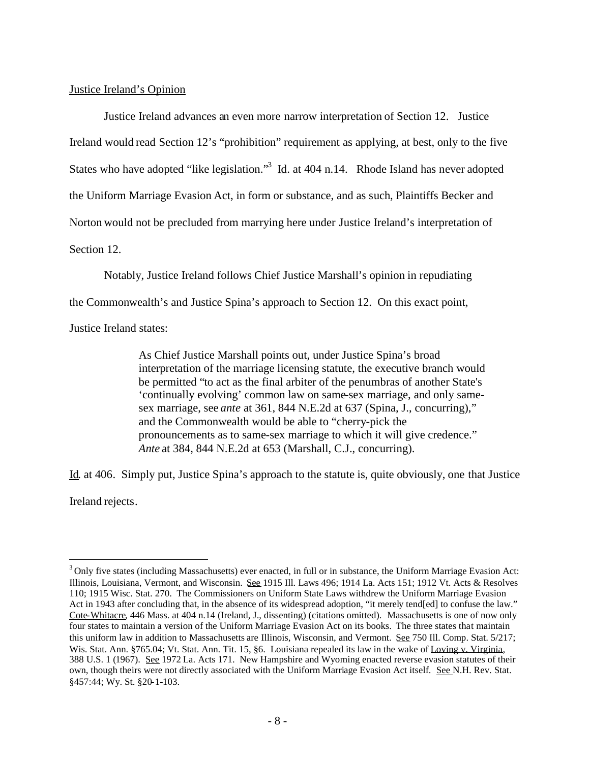Justice Ireland's Opinion

Justice Ireland advances an even more narrow interpretation of Section 12. Justice Ireland would read Section 12's "prohibition" requirement as applying, at best, only to the five States who have adopted "like legislation."[3] Id. at 404 n.14. Rhode Island has never adopted the Uniform Marriage Evasion Act, in form or substance, and as such, Plaintiffs Becker and Norton would not be precluded from marrying here under Justice Ireland's interpretation of Section 12.

Notably, Justice Ireland follows Chief Justice Marshall's opinion in repudiating the Commonwealth's and Justice Spina's approach to Section 12. On this exact point, Justice Ireland states:

> As Chief Justice Marshall points out, under Justice Spina's broad interpretation of the marriage licensing statute, the executive branch would be permitted "to act as the final arbiter of the penumbras of another State's 'continually evolving' common law on same-sex marriage, and only same-sex marriage, see *ante* at 361, 844 N.E.2d at 637 (Spina, J., concurring)," and the Commonwealth would be able to "cherry-pick the pronouncements as to same-sex marriage to which it will give credence." *Ante* at 384, 844 N.E.2d at 653 (Marshall, C.J., concurring).

Id. at 406. Simply put, Justice Spina's approach to the statute is, quite obviously, one that Justice Ireland rejects.

---

[3] Only five states (including Massachusetts) ever enacted, in full or in substance, the Uniform Marriage Evasion Act: Illinois, Louisiana, Vermont, and Wisconsin. See 1915 Ill. Laws 496; 1914 La. Acts 151; 1912 Vt. Acts & Resolves 110; 1915 Wisc. Stat. 270. The Commissioners on Uniform State Laws withdrew the Uniform Marriage Evasion Act in 1943 after concluding that, in the absence of its widespread adoption, "it merely tend[ed] to confuse the law." Cote-Whitacre, 446 Mass. at 404 n.14 (Ireland, J., dissenting) (citations omitted). Massachusetts is one of now only four states to maintain a version of the Uniform Marriage Evasion Act on its books. The three states that maintain this uniform law in addition to Massachusetts are Illinois, Wisconsin, and Vermont. See 750 Ill. Comp. Stat. 5/217; Wis. Stat. Ann. §765.04; Vt. Stat. Ann. Tit. 15, §6. Louisiana repealed its law in the wake of Loving v. Virginia, 388 U.S. 1 (1967). See 1972 La. Acts 171. New Hampshire and Wyoming enacted reverse evasion statutes of their own, though theirs were not directly associated with the Uniform Marriage Evasion Act itself. See N.H. Rev. Stat. §457:44; Wy. St. §20-1-103.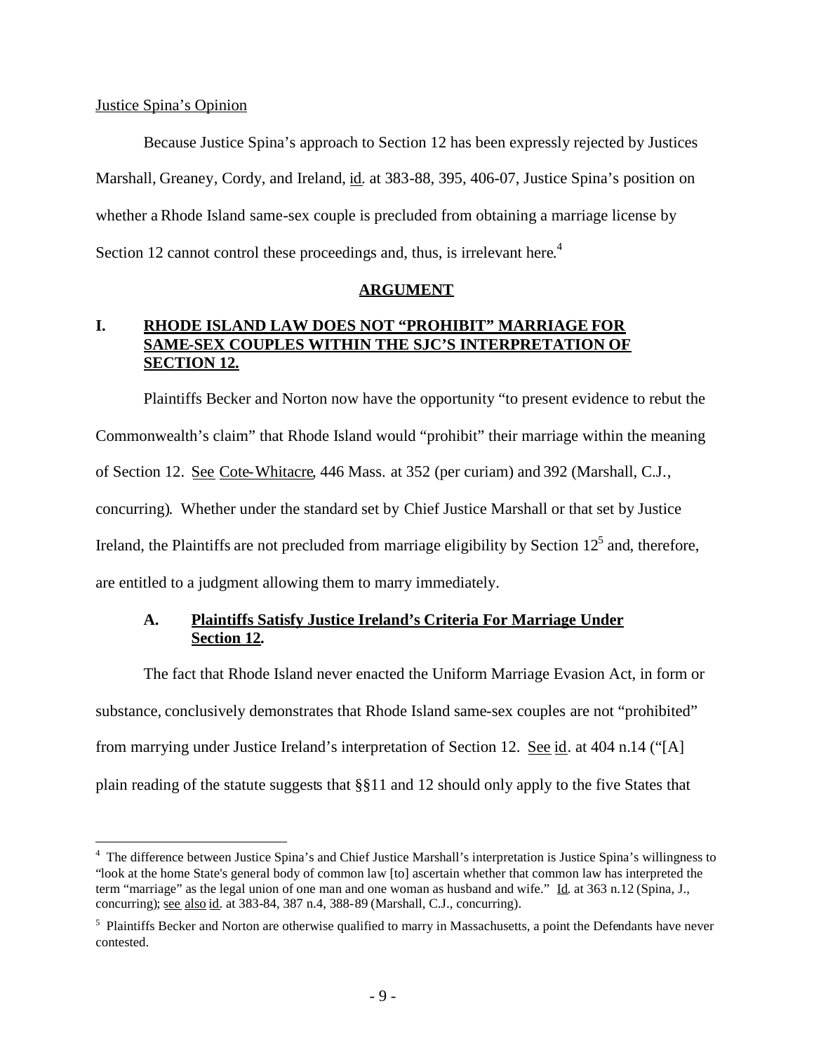Justice Spina's Opinion

Because Justice Spina's approach to Section 12 has been expressly rejected by Justices Marshall, Greaney, Cordy, and Ireland, id. at 383-88, 395, 406-07, Justice Spina's position on whether a Rhode Island same-sex couple is precluded from obtaining a marriage license by Section 12 cannot control these proceedings and, thus, is irrelevant here.[4]

## ARGUMENT

### I. RHODE ISLAND LAW DOES NOT "PROHIBIT" MARRIAGE FOR SAME-SEX COUPLES WITHIN THE SJC'S INTERPRETATION OF SECTION 12.

Plaintiffs Becker and Norton now have the opportunity "to present evidence to rebut the Commonwealth's claim" that Rhode Island would "prohibit" their marriage within the meaning of Section 12. See Cote-Whitacre, 446 Mass. at 352 (per curiam) and 392 (Marshall, C.J., concurring). Whether under the standard set by Chief Justice Marshall or that set by Justice Ireland, the Plaintiffs are not precluded from marriage eligibility by Section 12[5] and, therefore, are entitled to a judgment allowing them to marry immediately.

#### A. Plaintiffs Satisfy Justice Ireland's Criteria For Marriage Under Section 12.

The fact that Rhode Island never enacted the Uniform Marriage Evasion Act, in form or substance, conclusively demonstrates that Rhode Island same-sex couples are not "prohibited" from marrying under Justice Ireland's interpretation of Section 12. See id. at 404 n.14 ("[A] plain reading of the statute suggests that §§11 and 12 should only apply to the five States that

---

[4] The difference between Justice Spina's and Chief Justice Marshall's interpretation is Justice Spina's willingness to "look at the home State's general body of common law [to] ascertain whether that common law has interpreted the term "marriage" as the legal union of one man and one woman as husband and wife." Id. at 363 n.12 (Spina, J., concurring); see also id. at 383-84, 387 n.4, 388-89 (Marshall, C.J., concurring).

[5] Plaintiffs Becker and Norton are otherwise qualified to marry in Massachusetts, a point the Defendants have never contested.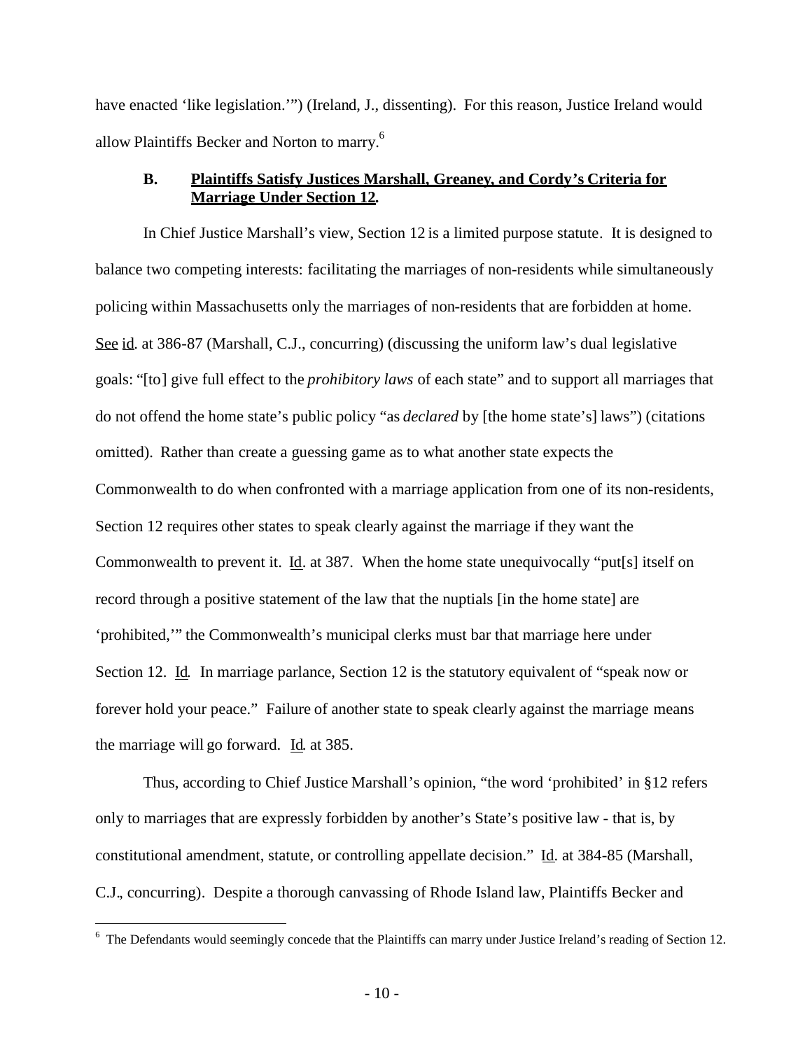have enacted 'like legislation.'") (Ireland, J., dissenting). For this reason, Justice Ireland would allow Plaintiffs Becker and Norton to marry.[6]

### B. Plaintiffs Satisfy Justices Marshall, Greaney, and Cordy's Criteria for Marriage Under Section 12.

In Chief Justice Marshall's view, Section 12 is a limited purpose statute. It is designed to balance two competing interests: facilitating the marriages of non-residents while simultaneously policing within Massachusetts only the marriages of non-residents that are forbidden at home. See id. at 386-87 (Marshall, C.J., concurring) (discussing the uniform law's dual legislative goals: "[to] give full effect to the *prohibitory laws* of each state" and to support all marriages that do not offend the home state's public policy "as *declared* by [the home state's] laws") (citations omitted). Rather than create a guessing game as to what another state expects the Commonwealth to do when confronted with a marriage application from one of its non-residents, Section 12 requires other states to speak clearly against the marriage if they want the Commonwealth to prevent it. Id. at 387. When the home state unequivocally "put[s] itself on record through a positive statement of the law that the nuptials [in the home state] are 'prohibited,'" the Commonwealth's municipal clerks must bar that marriage here under Section 12. Id. In marriage parlance, Section 12 is the statutory equivalent of "speak now or forever hold your peace." Failure of another state to speak clearly against the marriage means the marriage will go forward. Id. at 385.

Thus, according to Chief Justice Marshall's opinion, "the word 'prohibited' in §12 refers only to marriages that are expressly forbidden by another's State's positive law - that is, by constitutional amendment, statute, or controlling appellate decision." Id. at 384-85 (Marshall, C.J., concurring). Despite a thorough canvassing of Rhode Island law, Plaintiffs Becker and

---

[6] The Defendants would seemingly concede that the Plaintiffs can marry under Justice Ireland's reading of Section 12.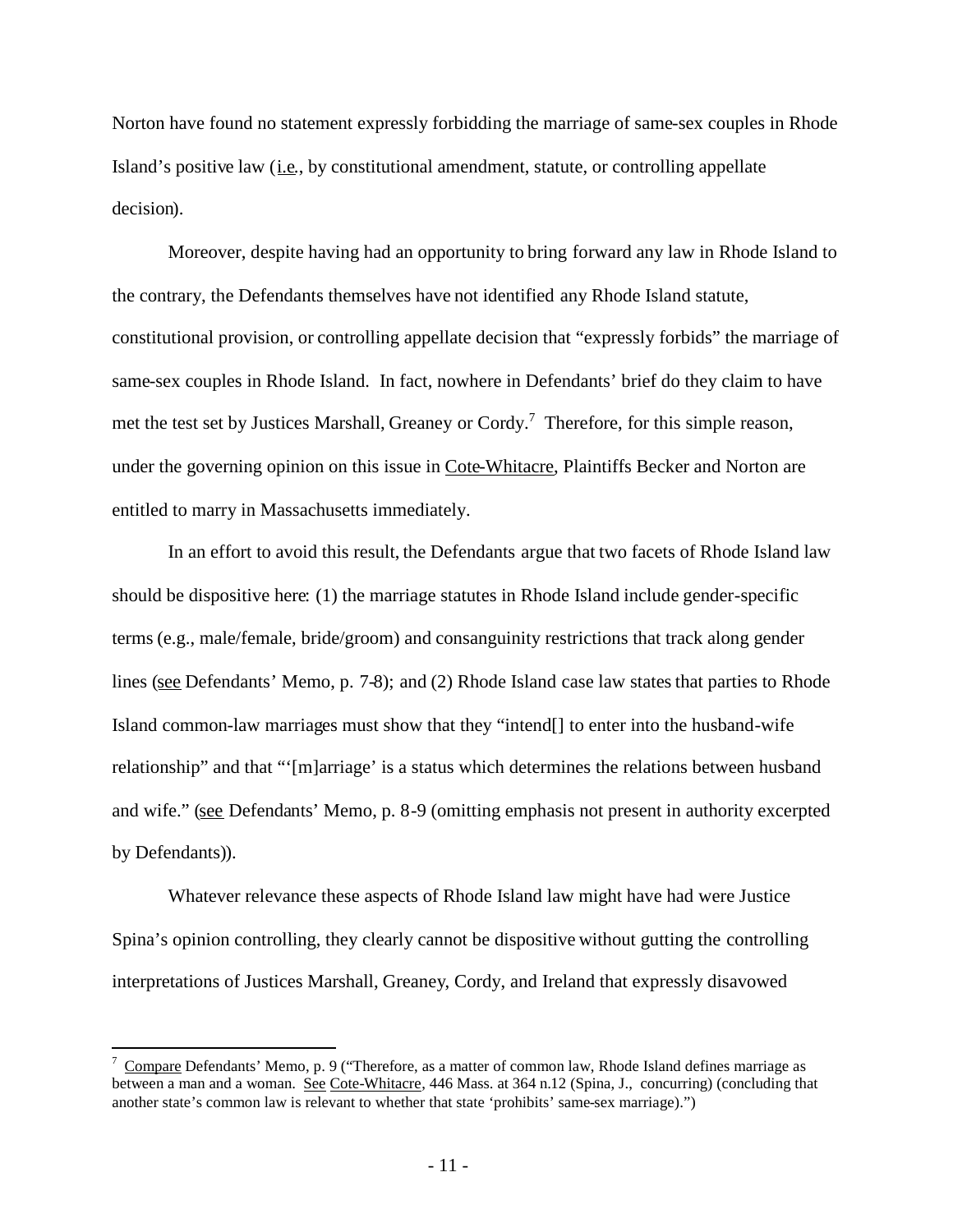Norton have found no statement expressly forbidding the marriage of same-sex couples in Rhode Island's positive law (i.e., by constitutional amendment, statute, or controlling appellate decision).

Moreover, despite having had an opportunity to bring forward any law in Rhode Island to the contrary, the Defendants themselves have not identified any Rhode Island statute, constitutional provision, or controlling appellate decision that "expressly forbids" the marriage of same-sex couples in Rhode Island. In fact, nowhere in Defendants' brief do they claim to have met the test set by Justices Marshall, Greaney or Cordy.[7] Therefore, for this simple reason, under the governing opinion on this issue in Cote-Whitacre, Plaintiffs Becker and Norton are entitled to marry in Massachusetts immediately.

In an effort to avoid this result, the Defendants argue that two facets of Rhode Island law should be dispositive here: (1) the marriage statutes in Rhode Island include gender-specific terms (e.g., male/female, bride/groom) and consanguinity restrictions that track along gender lines (see Defendants' Memo, p. 7-8); and (2) Rhode Island case law states that parties to Rhode Island common-law marriages must show that they "intend[] to enter into the husband-wife relationship" and that "'[m]arriage' is a status which determines the relations between husband and wife." (see Defendants' Memo, p. 8-9 (omitting emphasis not present in authority excerpted by Defendants)).

Whatever relevance these aspects of Rhode Island law might have had were Justice Spina's opinion controlling, they clearly cannot be dispositive without gutting the controlling interpretations of Justices Marshall, Greaney, Cordy, and Ireland that expressly disavowed

---

[7] Compare Defendants' Memo, p. 9 ("Therefore, as a matter of common law, Rhode Island defines marriage as between a man and a woman. See Cote-Whitacre, 446 Mass. at 364 n.12 (Spina, J., concurring) (concluding that another state's common law is relevant to whether that state 'prohibits' same-sex marriage).")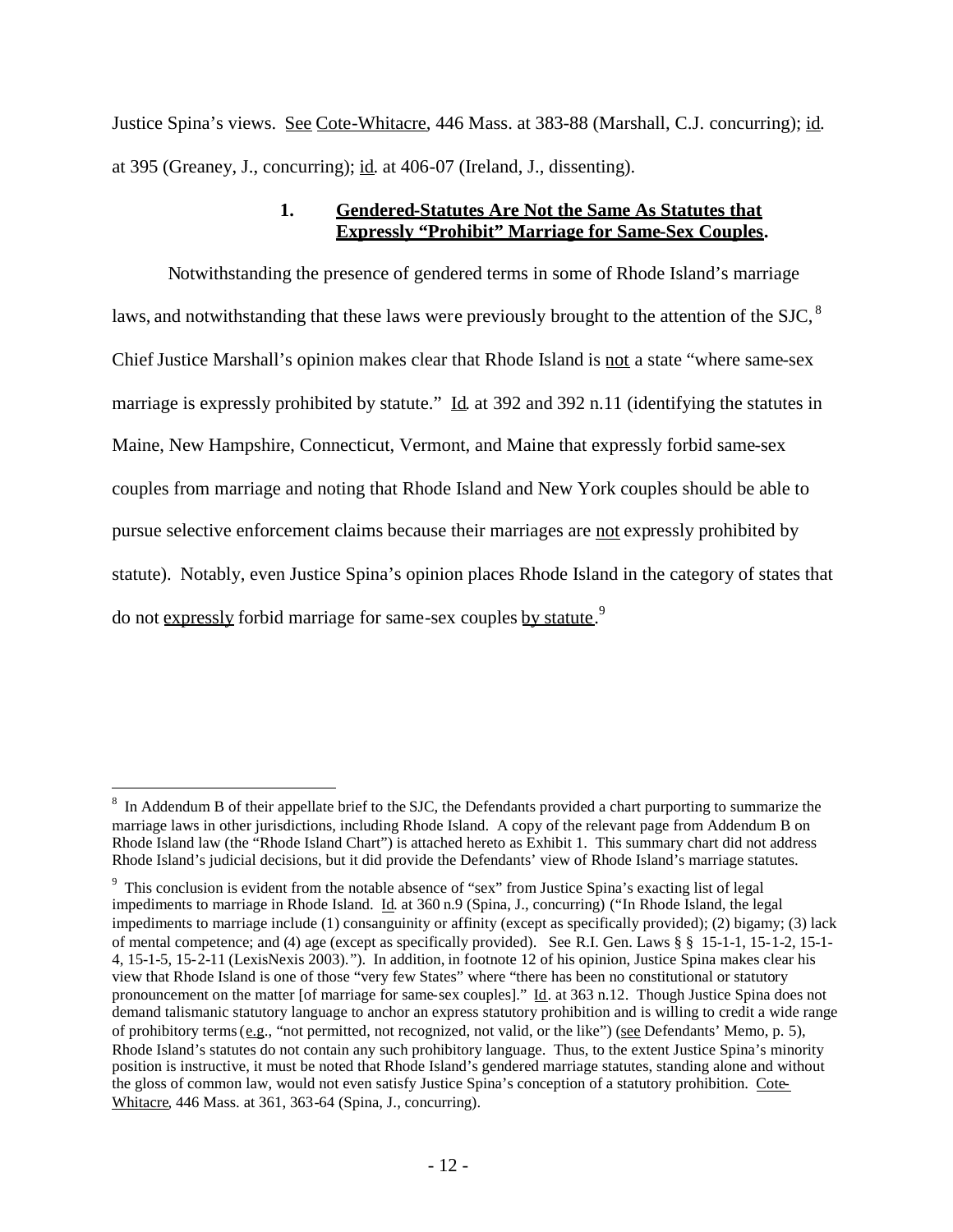Justice Spina's views. See Cote-Whitacre, 446 Mass. at 383-88 (Marshall, C.J. concurring); id. at 395 (Greaney, J., concurring); id. at 406-07 (Ireland, J., dissenting).

### 1. Gendered-Statutes Are Not the Same As Statutes that Expressly "Prohibit" Marriage for Same-Sex Couples.

Notwithstanding the presence of gendered terms in some of Rhode Island's marriage laws, and notwithstanding that these laws were previously brought to the attention of the SJC,[8] Chief Justice Marshall's opinion makes clear that Rhode Island is not a state "where same-sex marriage is expressly prohibited by statute." Id. at 392 and 392 n.11 (identifying the statutes in Maine, New Hampshire, Connecticut, Vermont, and Maine that expressly forbid same-sex couples from marriage and noting that Rhode Island and New York couples should be able to pursue selective enforcement claims because their marriages are not expressly prohibited by statute). Notably, even Justice Spina's opinion places Rhode Island in the category of states that do not expressly forbid marriage for same-sex couples by statute.[9]

---

[8] In Addendum B of their appellate brief to the SJC, the Defendants provided a chart purporting to summarize the marriage laws in other jurisdictions, including Rhode Island. A copy of the relevant page from Addendum B on Rhode Island law (the "Rhode Island Chart") is attached hereto as Exhibit 1. This summary chart did not address Rhode Island's judicial decisions, but it did provide the Defendants' view of Rhode Island's marriage statutes.

[9] This conclusion is evident from the notable absence of "sex" from Justice Spina's exacting list of legal impediments to marriage in Rhode Island. Id. at 360 n.9 (Spina, J., concurring) ("In Rhode Island, the legal impediments to marriage include (1) consanguinity or affinity (except as specifically provided); (2) bigamy; (3) lack of mental competence; and (4) age (except as specifically provided). See R.I. Gen. Laws § § 15-1-1, 15-1-2, 15-1-4, 15-1-5, 15-2-11 (LexisNexis 2003)."). In addition, in footnote 12 of his opinion, Justice Spina makes clear his view that Rhode Island is one of those "very few States" where "there has been no constitutional or statutory pronouncement on the matter [of marriage for same-sex couples]." Id. at 363 n.12. Though Justice Spina does not demand talismanic statutory language to anchor an express statutory prohibition and is willing to credit a wide range of prohibitory terms (e.g., "not permitted, not recognized, not valid, or the like") (see Defendants' Memo, p. 5), Rhode Island's statutes do not contain any such prohibitory language. Thus, to the extent Justice Spina's minority position is instructive, it must be noted that Rhode Island's gendered marriage statutes, standing alone and without the gloss of common law, would not even satisfy Justice Spina's conception of a statutory prohibition. Cote-Whitacre, 446 Mass. at 361, 363-64 (Spina, J., concurring).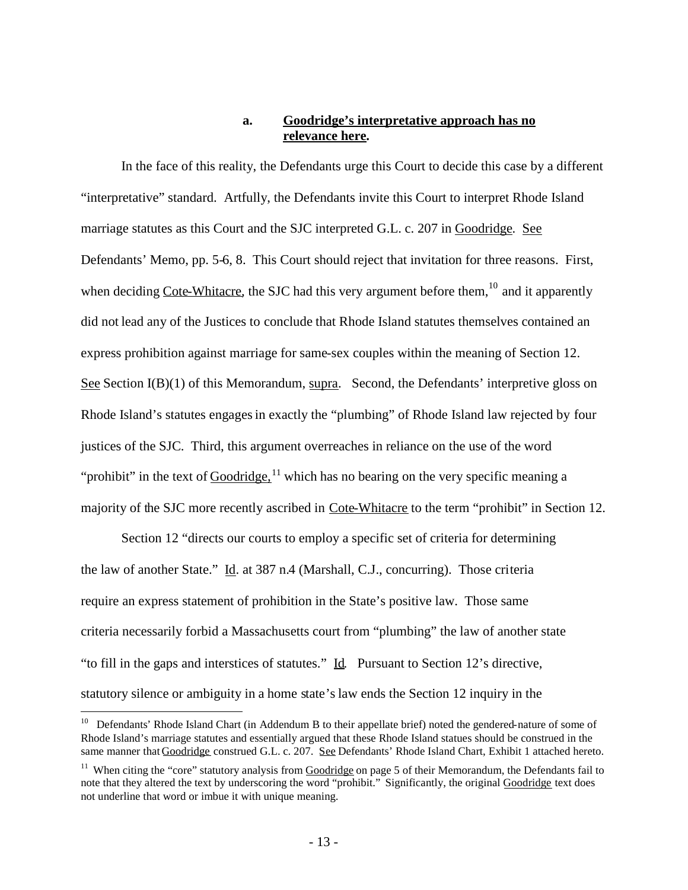### a. Goodridge's interpretative approach has no relevance here.

In the face of this reality, the Defendants urge this Court to decide this case by a different "interpretative" standard. Artfully, the Defendants invite this Court to interpret Rhode Island marriage statutes as this Court and the SJC interpreted G.L. c. 207 in Goodridge. See Defendants' Memo, pp. 5-6, 8. This Court should reject that invitation for three reasons. First, when deciding Cote-Whitacre, the SJC had this very argument before them,[10] and it apparently did not lead any of the Justices to conclude that Rhode Island statutes themselves contained an express prohibition against marriage for same-sex couples within the meaning of Section 12. See Section I(B)(1) of this Memorandum, supra. Second, the Defendants' interpretive gloss on Rhode Island's statutes engages in exactly the "plumbing" of Rhode Island law rejected by four justices of the SJC. Third, this argument overreaches in reliance on the use of the word "prohibit" in the text of Goodridge,[11] which has no bearing on the very specific meaning a majority of the SJC more recently ascribed in Cote-Whitacre to the term "prohibit" in Section 12.

Section 12 "directs our courts to employ a specific set of criteria for determining the law of another State." Id. at 387 n.4 (Marshall, C.J., concurring). Those criteria require an express statement of prohibition in the State's positive law. Those same criteria necessarily forbid a Massachusetts court from "plumbing" the law of another state "to fill in the gaps and interstices of statutes." Id. Pursuant to Section 12's directive, statutory silence or ambiguity in a home state's law ends the Section 12 inquiry in the

---

[10] Defendants' Rhode Island Chart (in Addendum B to their appellate brief) noted the gendered-nature of some of Rhode Island's marriage statutes and essentially argued that these Rhode Island statues should be construed in the same manner that Goodridge construed G.L. c. 207. See Defendants' Rhode Island Chart, Exhibit 1 attached hereto.

[11] When citing the "core" statutory analysis from Goodridge on page 5 of their Memorandum, the Defendants fail to note that they altered the text by underscoring the word "prohibit." Significantly, the original Goodridge text does not underline that word or imbue it with unique meaning.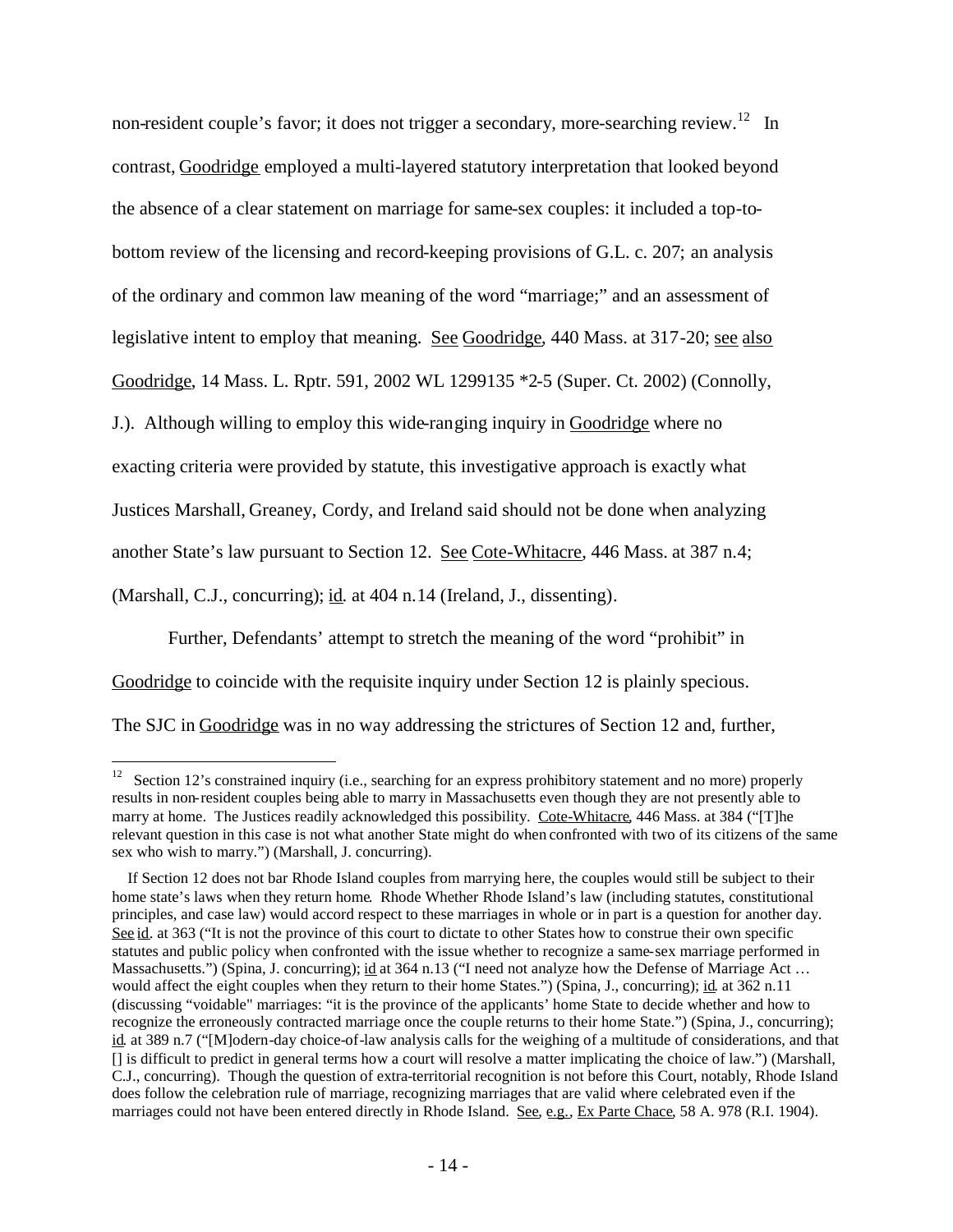non-resident couple's favor; it does not trigger a secondary, more-searching review.[12] In contrast, Goodridge employed a multi-layered statutory interpretation that looked beyond the absence of a clear statement on marriage for same-sex couples: it included a top-to-bottom review of the licensing and record-keeping provisions of G.L. c. 207; an analysis of the ordinary and common law meaning of the word "marriage;" and an assessment of legislative intent to employ that meaning. See Goodridge, 440 Mass. at 317-20; see also Goodridge, 14 Mass. L. Rptr. 591, 2002 WL 1299135 *2-5 (Super. Ct. 2002) (Connolly, J.). Although willing to employ this wide-ranging inquiry in Goodridge where no exacting criteria were provided by statute, this investigative approach is exactly what Justices Marshall, Greaney, Cordy, and Ireland said should not be done when analyzing another State's law pursuant to Section 12. See Cote-Whitacre, 446 Mass. at 387 n.4; (Marshall, C.J., concurring); id. at 404 n.14 (Ireland, J., dissenting).

Further, Defendants' attempt to stretch the meaning of the word "prohibit" in Goodridge to coincide with the requisite inquiry under Section 12 is plainly specious. The SJC in Goodridge was in no way addressing the strictures of Section 12 and, further,

---

[12] Section 12's constrained inquiry (i.e., searching for an express prohibitory statement and no more) properly results in non-resident couples being able to marry in Massachusetts even though they are not presently able to marry at home. The Justices readily acknowledged this possibility. Cote-Whitacre, 446 Mass. at 384 ("[T]he relevant question in this case is not what another State might do when confronted with two of its citizens of the same sex who wish to marry.") (Marshall, J. concurring).

If Section 12 does not bar Rhode Island couples from marrying here, the couples would still be subject to their home state's laws when they return home. Rhode Whether Rhode Island's law (including statutes, constitutional principles, and case law) would accord respect to these marriages in whole or in part is a question for another day. See id. at 363 ("It is not the province of this court to dictate to other States how to construe their own specific statutes and public policy when confronted with the issue whether to recognize a same-sex marriage performed in Massachusetts.") (Spina, J. concurring); id at 364 n.13 ("I need not analyze how the Defense of Marriage Act … would affect the eight couples when they return to their home States.") (Spina, J., concurring); id. at 362 n.11 (discussing "voidable" marriages: "it is the province of the applicants' home State to decide whether and how to recognize the erroneously contracted marriage once the couple returns to their home State.") (Spina, J., concurring); id. at 389 n.7 ("[M]odern-day choice-of-law analysis calls for the weighing of a multitude of considerations, and that [] is difficult to predict in general terms how a court will resolve a matter implicating the choice of law.") (Marshall, C.J., concurring). Though the question of extra-territorial recognition is not before this Court, notably, Rhode Island does follow the celebration rule of marriage, recognizing marriages that are valid where celebrated even if the marriages could not have been entered directly in Rhode Island. See, e.g., Ex Parte Chace, 58 A. 978 (R.I. 1904).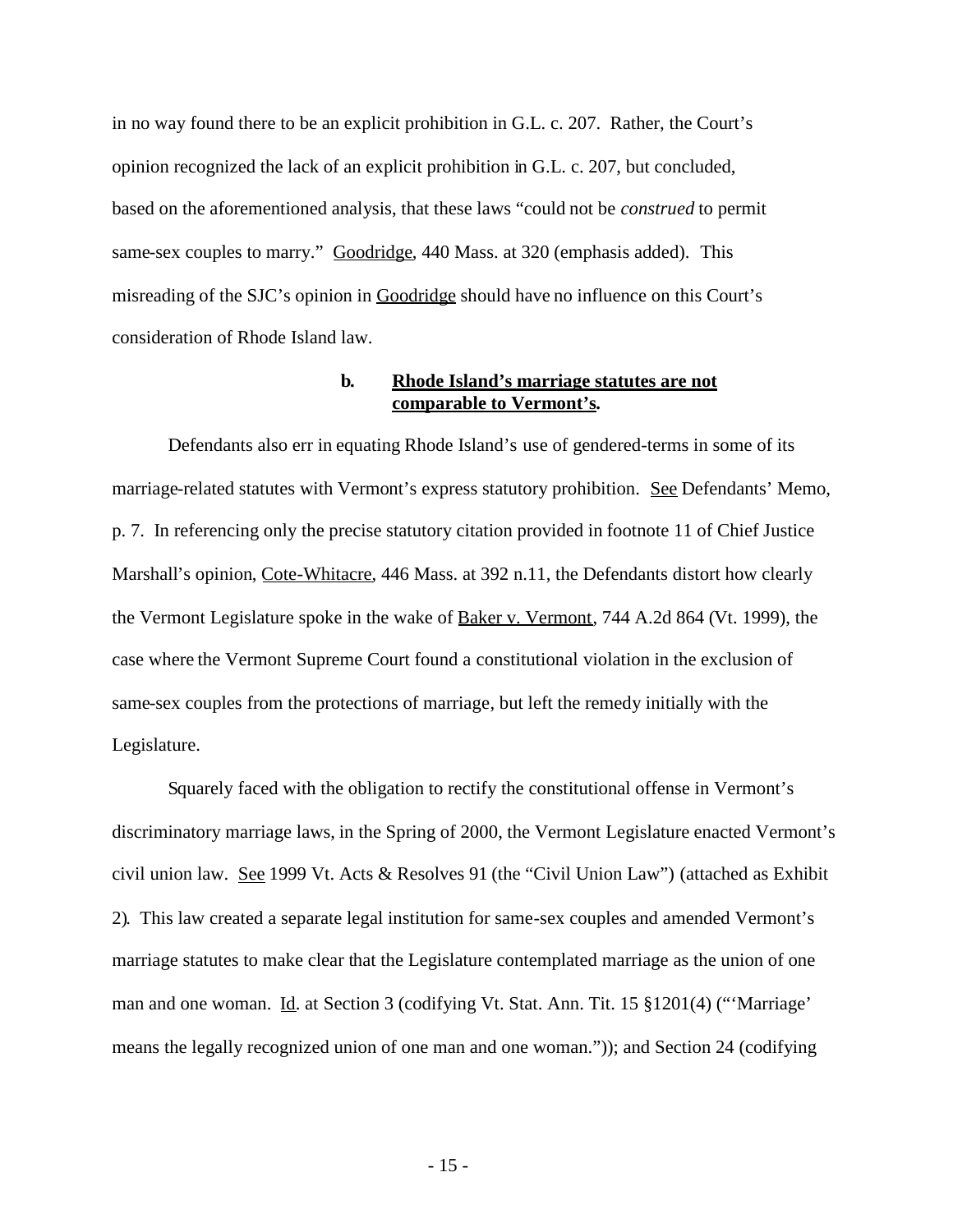in no way found there to be an explicit prohibition in G.L. c. 207. Rather, the Court's opinion recognized the lack of an explicit prohibition in G.L. c. 207, but concluded, based on the aforementioned analysis, that these laws "could not be *construed* to permit same-sex couples to marry." Goodridge, 440 Mass. at 320 (emphasis added). This misreading of the SJC's opinion in Goodridge should have no influence on this Court's consideration of Rhode Island law.

**b. Rhode Island's marriage statutes are not comparable to Vermont's.**

Defendants also err in equating Rhode Island's use of gendered-terms in some of its marriage-related statutes with Vermont's express statutory prohibition. See Defendants' Memo, p. 7. In referencing only the precise statutory citation provided in footnote 11 of Chief Justice Marshall's opinion, Cote-Whitacre, 446 Mass. at 392 n.11, the Defendants distort how clearly the Vermont Legislature spoke in the wake of Baker v. Vermont, 744 A.2d 864 (Vt. 1999), the case where the Vermont Supreme Court found a constitutional violation in the exclusion of same-sex couples from the protections of marriage, but left the remedy initially with the Legislature.

Squarely faced with the obligation to rectify the constitutional offense in Vermont's discriminatory marriage laws, in the Spring of 2000, the Vermont Legislature enacted Vermont's civil union law. See 1999 Vt. Acts & Resolves 91 (the "Civil Union Law") (attached as Exhibit 2). This law created a separate legal institution for same-sex couples and amended Vermont's marriage statutes to make clear that the Legislature contemplated marriage as the union of one man and one woman. Id. at Section 3 (codifying Vt. Stat. Ann. Tit. 15 §1201(4) ("'Marriage' means the legally recognized union of one man and one woman.")); and Section 24 (codifying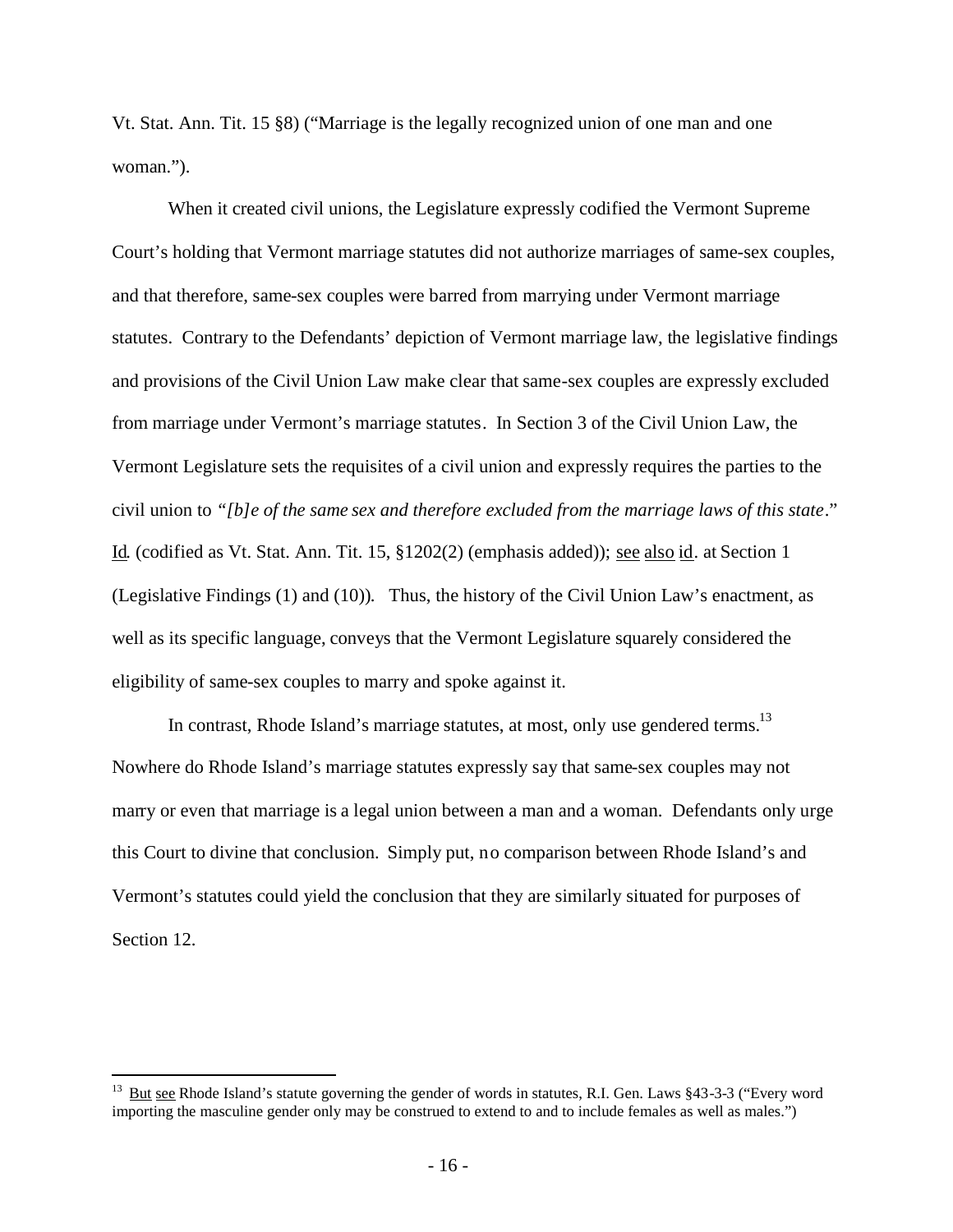Vt. Stat. Ann. Tit. 15 §8) ("Marriage is the legally recognized union of one man and one woman.").

When it created civil unions, the Legislature expressly codified the Vermont Supreme Court's holding that Vermont marriage statutes did not authorize marriages of same-sex couples, and that therefore, same-sex couples were barred from marrying under Vermont marriage statutes. Contrary to the Defendants' depiction of Vermont marriage law, the legislative findings and provisions of the Civil Union Law make clear that same-sex couples are expressly excluded from marriage under Vermont's marriage statutes. In Section 3 of the Civil Union Law, the Vermont Legislature sets the requisites of a civil union and expressly requires the parties to the civil union to *"[b]e of the same sex and therefore excluded from the marriage laws of this state*." Id. (codified as Vt. Stat. Ann. Tit. 15, §1202(2) (emphasis added)); see also id. at Section 1 (Legislative Findings (1) and (10)). Thus, the history of the Civil Union Law's enactment, as well as its specific language, conveys that the Vermont Legislature squarely considered the eligibility of same-sex couples to marry and spoke against it.

In contrast, Rhode Island's marriage statutes, at most, only use gendered terms.[13] Nowhere do Rhode Island's marriage statutes expressly say that same-sex couples may not marry or even that marriage is a legal union between a man and a woman. Defendants only urge this Court to divine that conclusion. Simply put, no comparison between Rhode Island's and Vermont's statutes could yield the conclusion that they are similarly situated for purposes of Section 12.

---

[13] But see Rhode Island's statute governing the gender of words in statutes, R.I. Gen. Laws §43-3-3 ("Every word importing the masculine gender only may be construed to extend to and to include females as well as males.")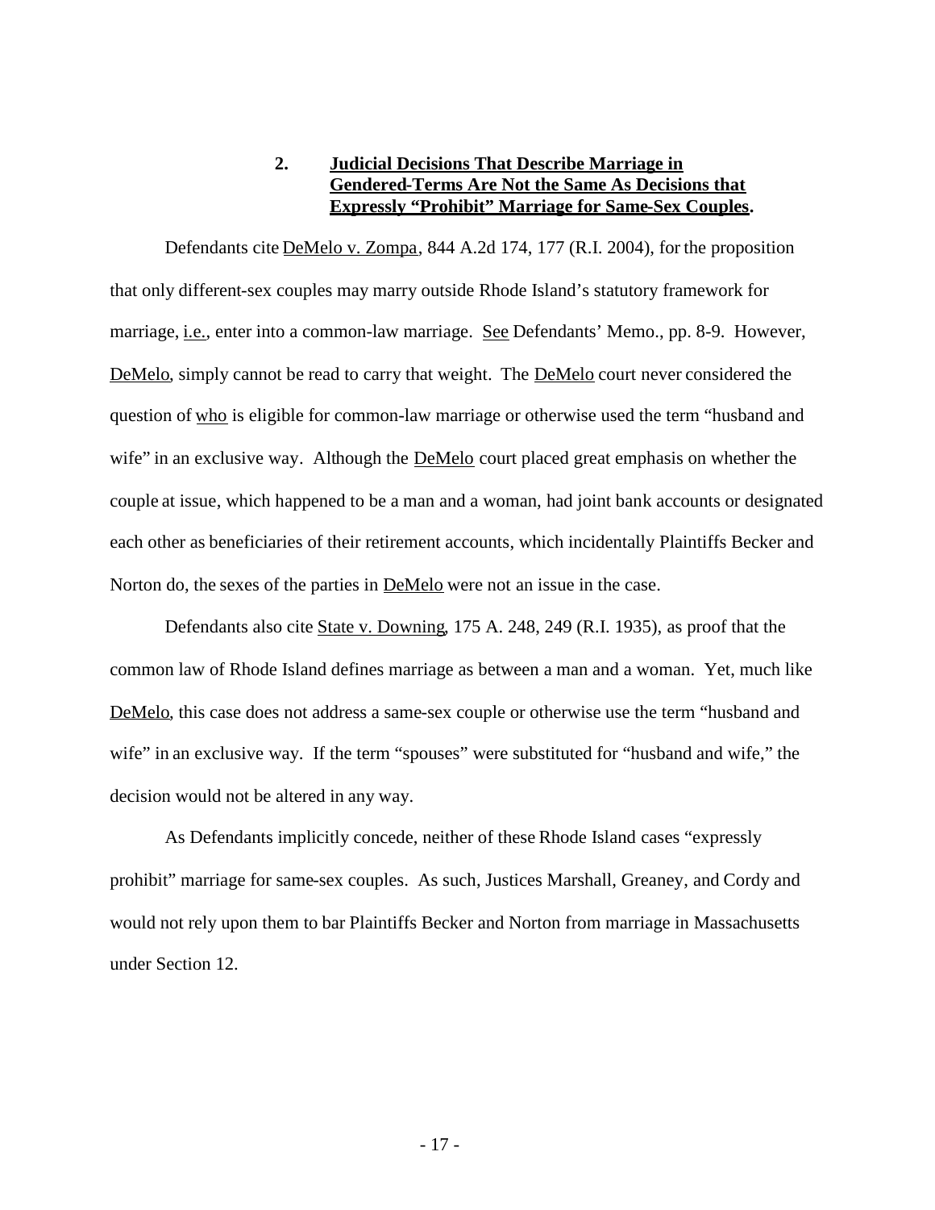### 2. **Judicial Decisions That Describe Marriage in Gendered-Terms Are Not the Same As Decisions that Expressly "Prohibit" Marriage for Same-Sex Couples.**

Defendants cite DeMelo v. Zompa, 844 A.2d 174, 177 (R.I. 2004), for the proposition that only different-sex couples may marry outside Rhode Island's statutory framework for marriage, i.e., enter into a common-law marriage. See Defendants' Memo., pp. 8-9. However, DeMelo, simply cannot be read to carry that weight. The DeMelo court never considered the question of who is eligible for common-law marriage or otherwise used the term "husband and wife" in an exclusive way. Although the DeMelo court placed great emphasis on whether the couple at issue, which happened to be a man and a woman, had joint bank accounts or designated each other as beneficiaries of their retirement accounts, which incidentally Plaintiffs Becker and Norton do, the sexes of the parties in DeMelo were not an issue in the case.

Defendants also cite State v. Downing, 175 A. 248, 249 (R.I. 1935), as proof that the common law of Rhode Island defines marriage as between a man and a woman. Yet, much like DeMelo, this case does not address a same-sex couple or otherwise use the term "husband and wife" in an exclusive way. If the term "spouses" were substituted for "husband and wife," the decision would not be altered in any way.

As Defendants implicitly concede, neither of these Rhode Island cases "expressly prohibit" marriage for same-sex couples. As such, Justices Marshall, Greaney, and Cordy and would not rely upon them to bar Plaintiffs Becker and Norton from marriage in Massachusetts under Section 12.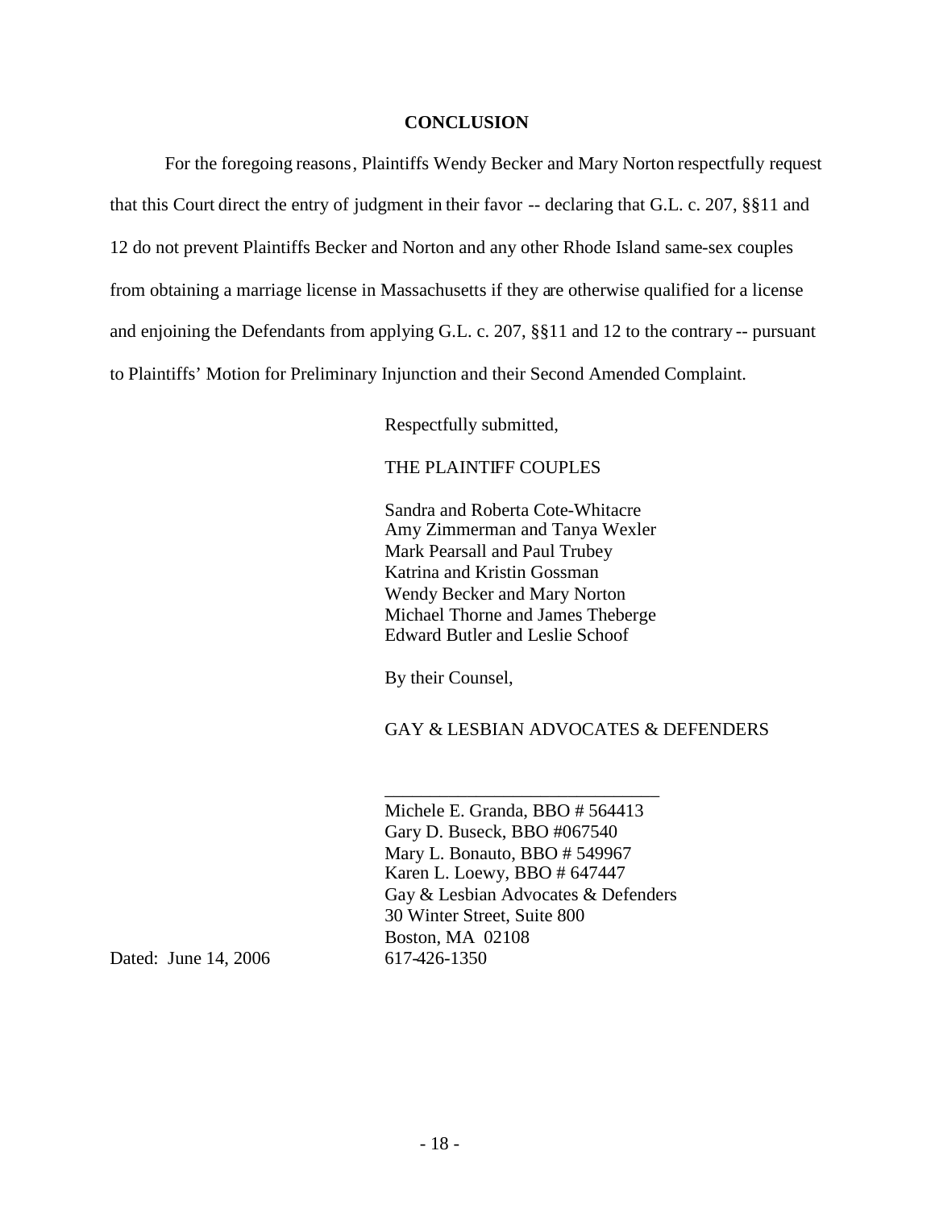## CONCLUSION

For the foregoing reasons, Plaintiffs Wendy Becker and Mary Norton respectfully request that this Court direct the entry of judgment in their favor -- declaring that G.L. c. 207, §§11 and 12 do not prevent Plaintiffs Becker and Norton and any other Rhode Island same-sex couples from obtaining a marriage license in Massachusetts if they are otherwise qualified for a license and enjoining the Defendants from applying G.L. c. 207, §§11 and 12 to the contrary -- pursuant to Plaintiffs' Motion for Preliminary Injunction and their Second Amended Complaint.

Respectfully submitted,

THE PLAINTIFF COUPLES

Sandra and Roberta Cote-Whitacre
Amy Zimmerman and Tanya Wexler
Mark Pearsall and Paul Trubey
Katrina and Kristin Gossman
Wendy Becker and Mary Norton
Michael Thorne and James Theberge
Edward Butler and Leslie Schoof

By their Counsel,

GAY & LESBIAN ADVOCATES & DEFENDERS

______________________________
Michele E. Granda, BBO # 564413
Gary D. Buseck, BBO #067540
Mary L. Bonauto, BBO # 549967
Karen L. Loewy, BBO # 647447
Gay & Lesbian Advocates & Defenders
30 Winter Street, Suite 800
Boston, MA 02108
617-426-1350

Dated: June 14, 2006